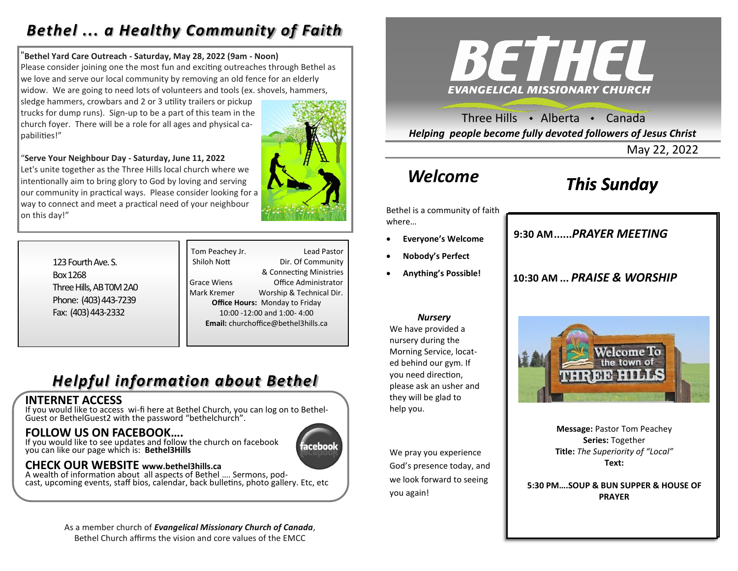# *Bethel ... a Healthy Community of Faith*

"**Bethel Yard Care Outreach - Saturday, May 28, 2022 (9am - Noon)**
Please consider joining one the most fun and exciting outreaches through Bethel as we love and serve our local community by removing an old fence for an elderly widow. We are going to need lots of volunteers and tools (ex. shovels, hammers, sledge hammers, crowbars and 2 or 3 utility trailers or pickup trucks for dump runs). Sign-up to be a part of this team in the church foyer. There will be a role for all ages and physical capabilities!"

"**Serve Your Neighbour Day - Saturday, June 11, 2022**
Let's unite together as the Three Hills local church where we intentionally aim to bring glory to God by loving and serving our community in practical ways. Please consider looking for a way to connect and meet a practical need of your neighbour on this day!"

123 Fourth Ave. S.
Box 1268
Three Hills, AB T0M 2A0
Phone: (403) 443-7239
Fax: (403) 443-2332

| | |
|---|---|
| Tom Peachey Jr. | Lead Pastor |
| Shiloh Nott | Dir. Of Community & Connecting Ministries |
| Grace Wiens | Office Administrator |
| Mark Kremer | Worship & Technical Dir. |

**Office Hours:** Monday to Friday
10:00 -12:00 and 1:00- 4:00
**Email:** churchoffice@bethel3hills.ca

## *Helpful information about Bethel*

### INTERNET ACCESS
If you would like to access wi-fi here at Bethel Church, you can log on to Bethel-Guest or BethelGuest2 with the password "bethelchurch".

### FOLLOW US ON FACEBOOK….
If you would like to see updates and follow the church on facebook you can like our page which is: **Bethel3Hills**

### CHECK OUR WEBSITE www.bethel3hills.ca
A wealth of information about all aspects of Bethel …. Sermons, podcast, upcoming events, staff bios, calendar, back bulletins, photo gallery. Etc, etc

As a member church of ***Evangelical Missionary Church of Canada***, Bethel Church affirms the vision and core values of the EMCC

# BETHEL
**EVANGELICAL MISSIONARY CHURCH**

Three Hills • Alberta • Canada

***Helping people become fully devoted followers of Jesus Christ***

May 22, 2022

## *Welcome*

Bethel is a community of faith where…

- **Everyone's Welcome**
- **Nobody's Perfect**
- **Anything's Possible!**

***Nursery***
We have provided a nursery during the Morning Service, located behind our gym. If you need direction, please ask an usher and they will be glad to help you.

We pray you experience God's presence today, and we look forward to seeing you again!

## *This Sunday*

**9:30 AM......*PRAYER MEETING***

**10:30 AM ... *PRAISE & WORSHIP***

**Message:** Pastor Tom Peachey
**Series:** Together
**Title:** *The Superiority of "Local"*
**Text:**

**5:30 PM….SOUP & BUN SUPPER & HOUSE OF PRAYER**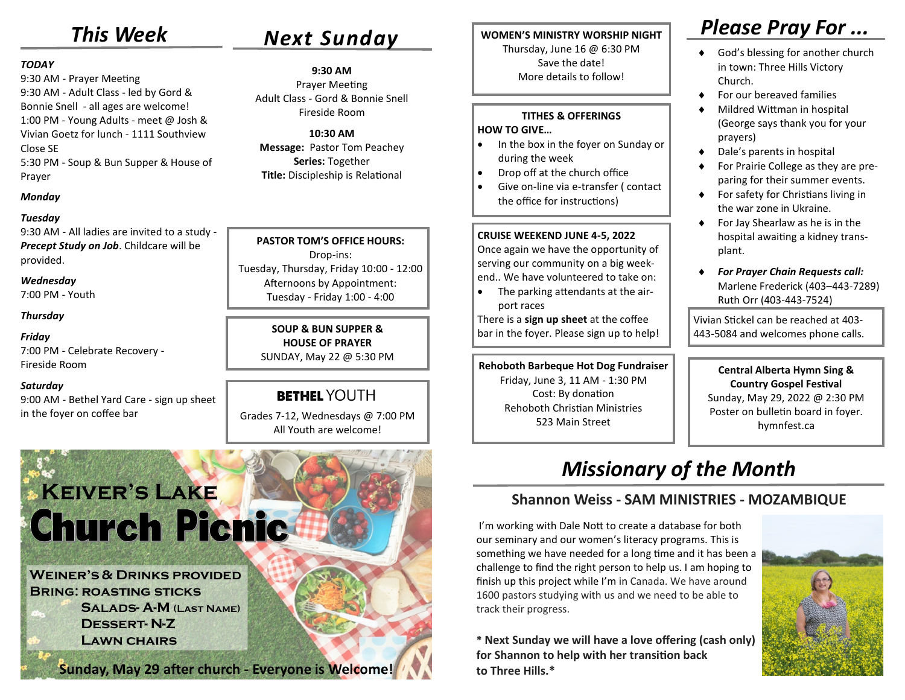## This Week

***TODAY***

9:30 AM - Prayer Meeting
9:30 AM - Adult Class - led by Gord & Bonnie Snell - all ages are welcome!
1:00 PM - Young Adults - meet @ Josh & Vivian Goetz for lunch - 1111 Southview Close SE
5:30 PM - Soup & Bun Supper & House of Prayer

***Monday***

***Tuesday***

9:30 AM - All ladies are invited to a study - ***Precept Study on Job***. Childcare will be provided.

***Wednesday***

7:00 PM - Youth

***Thursday***

***Friday***

7:00 PM - Celebrate Recovery - Fireside Room

***Saturday***

9:00 AM - Bethel Yard Care - sign up sheet in the foyer on coffee bar

## Next Sunday

**9:30 AM**
Prayer Meeting
Adult Class - Gord & Bonnie Snell
Fireside Room

**10:30 AM**
**Message:** Pastor Tom Peachey
**Series:** Together
**Title:** Discipleship is Relational

**PASTOR TOM'S OFFICE HOURS:**
Drop-ins:
Tuesday, Thursday, Friday 10:00 - 12:00
Afternoons by Appointment:
Tuesday - Friday 1:00 - 4:00

**SOUP & BUN SUPPER & HOUSE OF PRAYER**
SUNDAY, May 22 @ 5:30 PM

**BETHEL** YOUTH
Grades 7-12, Wednesdays @ 7:00 PM
All Youth are welcome!

**Keiver's Lake Church Picnic**

Weiner's & Drinks provided
Bring: roasting sticks
Salads- A-M (Last Name)
Dessert- N-Z
Lawn chairs

Sunday, May 29 after church - Everyone is Welcome!

**WOMEN'S MINISTRY WORSHIP NIGHT**
Thursday, June 16 @ 6:30 PM
Save the date!
More details to follow!

**TITHES & OFFERINGS**
**HOW TO GIVE…**

- In the box in the foyer on Sunday or during the week
- Drop off at the church office
- Give on-line via e-transfer ( contact the office for instructions)

**CRUISE WEEKEND JUNE 4-5, 2022**
Once again we have the opportunity of serving our community on a big weekend.. We have volunteered to take on:

- The parking attendants at the airport races

There is a **sign up sheet** at the coffee bar in the foyer. Please sign up to help!

**Rehoboth Barbeque Hot Dog Fundraiser**
Friday, June 3, 11 AM - 1:30 PM
Cost: By donation
Rehoboth Christian Ministries
523 Main Street

## Please Pray For ...

- God's blessing for another church in town: Three Hills Victory Church.
- For our bereaved families
- Mildred Wittman in hospital (George says thank you for your prayers)
- Dale's parents in hospital
- For Prairie College as they are preparing for their summer events.
- For safety for Christians living in the war zone in Ukraine.
- For Jay Shearlaw as he is in the hospital awaiting a kidney transplant.
- ***For Prayer Chain Requests call:*** Marlene Frederick (403–443-7289) Ruth Orr (403-443-7524)

Vivian Stickel can be reached at 403-443-5084 and welcomes phone calls.

**Central Alberta Hymn Sing & Country Gospel Festival**
Sunday, May 29, 2022 @ 2:30 PM
Poster on bulletin board in foyer.
hymnfest.ca

## Missionary of the Month

### Shannon Weiss - SAM MINISTRIES - MOZAMBIQUE

I'm working with Dale Nott to create a database for both our seminary and our women's literacy programs. This is something we have needed for a long time and it has been a challenge to find the right person to help us. I am hoping to finish up this project while I'm in Canada. We have around 1600 pastors studying with us and we need to be able to track their progress.

**\* Next Sunday we will have a love offering (cash only) for Shannon to help with her transition back to Three Hills.\***